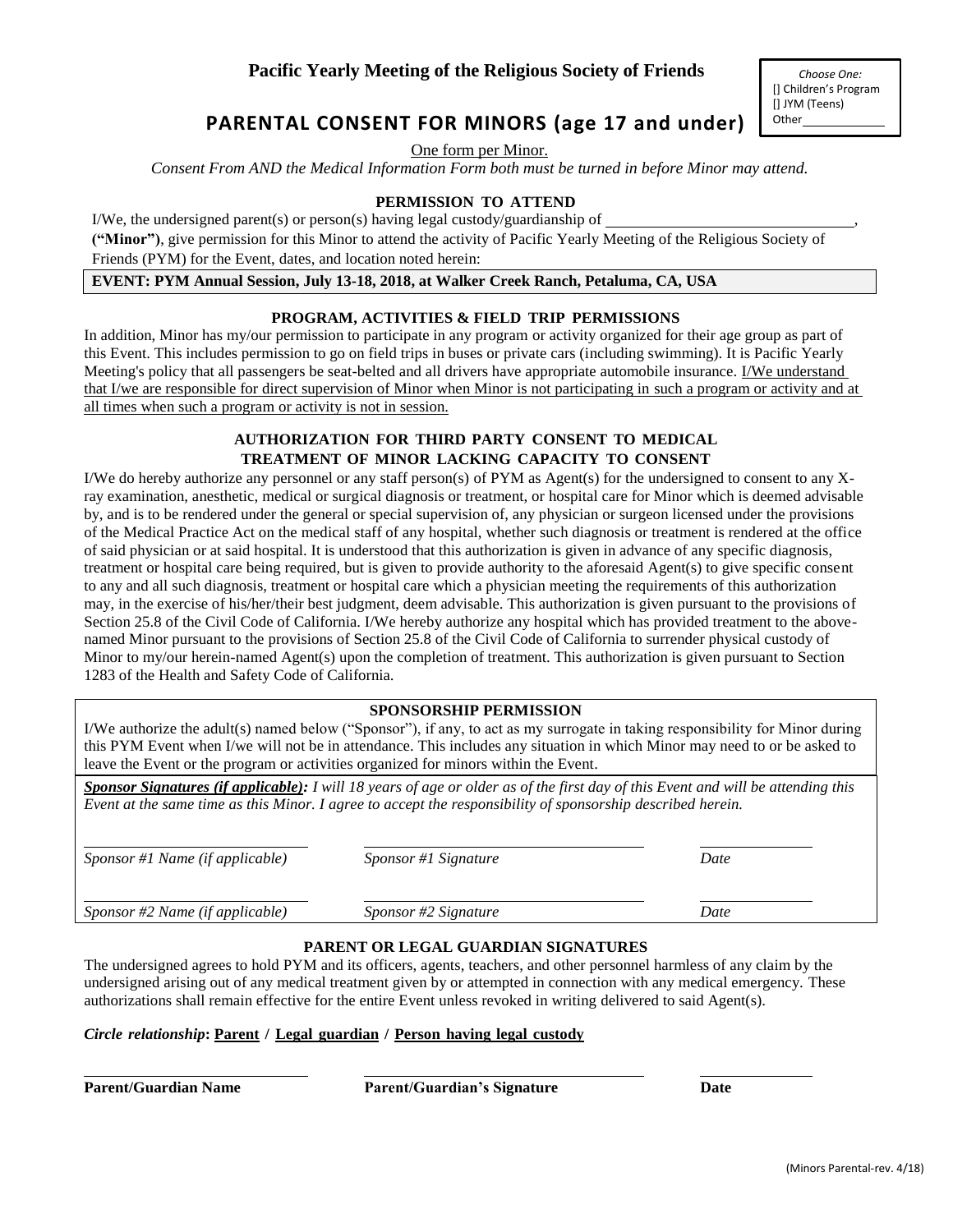# Pacific Yearly Meeting of the Religious Society of Friends

*Choose One:*
[] Children's Program
[] JYM (Teens)
Other____________

## PARENTAL CONSENT FOR MINORS (age 17 and under)

One form per Minor.

*Consent From AND the Medical Information Form both must be turned in before Minor may attend.*

### PERMISSION TO ATTEND

I/We, the undersigned parent(s) or person(s) having legal custody/guardianship of ________________________________, **("Minor")**, give permission for this Minor to attend the activity of Pacific Yearly Meeting of the Religious Society of Friends (PYM) for the Event, dates, and location noted herein:

**EVENT: PYM Annual Session, July 13-18, 2018, at Walker Creek Ranch, Petaluma, CA, USA**

### PROGRAM, ACTIVITIES & FIELD TRIP PERMISSIONS

In addition, Minor has my/our permission to participate in any program or activity organized for their age group as part of this Event. This includes permission to go on field trips in buses or private cars (including swimming). It is Pacific Yearly Meeting's policy that all passengers be seat-belted and all drivers have appropriate automobile insurance. I/We understand that I/we are responsible for direct supervision of Minor when Minor is not participating in such a program or activity and at all times when such a program or activity is not in session.

### AUTHORIZATION FOR THIRD PARTY CONSENT TO MEDICAL TREATMENT OF MINOR LACKING CAPACITY TO CONSENT

I/We do hereby authorize any personnel or any staff person(s) of PYM as Agent(s) for the undersigned to consent to any X-ray examination, anesthetic, medical or surgical diagnosis or treatment, or hospital care for Minor which is deemed advisable by, and is to be rendered under the general or special supervision of, any physician or surgeon licensed under the provisions of the Medical Practice Act on the medical staff of any hospital, whether such diagnosis or treatment is rendered at the office of said physician or at said hospital. It is understood that this authorization is given in advance of any specific diagnosis, treatment or hospital care being required, but is given to provide authority to the aforesaid Agent(s) to give specific consent to any and all such diagnosis, treatment or hospital care which a physician meeting the requirements of this authorization may, in the exercise of his/her/their best judgment, deem advisable. This authorization is given pursuant to the provisions of Section 25.8 of the Civil Code of California. I/We hereby authorize any hospital which has provided treatment to the above-named Minor pursuant to the provisions of Section 25.8 of the Civil Code of California to surrender physical custody of Minor to my/our herein-named Agent(s) upon the completion of treatment. This authorization is given pursuant to Section 1283 of the Health and Safety Code of California.

### SPONSORSHIP PERMISSION

I/We authorize the adult(s) named below ("Sponsor"), if any, to act as my surrogate in taking responsibility for Minor during this PYM Event when I/we will not be in attendance. This includes any situation in which Minor may need to or be asked to leave the Event or the program or activities organized for minors within the Event.

***Sponsor Signatures (if applicable):*** *I will 18 years of age or older as of the first day of this Event and will be attending this Event at the same time as this Minor. I agree to accept the responsibility of sponsorship described herein.*

| | | |
|---|---|---|
| *Sponsor #1 Name (if applicable)* | *Sponsor #1 Signature* | *Date* |
| *Sponsor #2 Name (if applicable)* | *Sponsor #2 Signature* | *Date* |

### PARENT OR LEGAL GUARDIAN SIGNATURES

The undersigned agrees to hold PYM and its officers, agents, teachers, and other personnel harmless of any claim by the undersigned arising out of any medical treatment given by or attempted in connection with any medical emergency. These authorizations shall remain effective for the entire Event unless revoked in writing delivered to said Agent(s).

***Circle relationship*: Parent / Legal guardian / Person having legal custody**

| | | |
|---|---|---|
| **Parent/Guardian Name** | **Parent/Guardian's Signature** | **Date** |

(Minors Parental-rev. 4/18)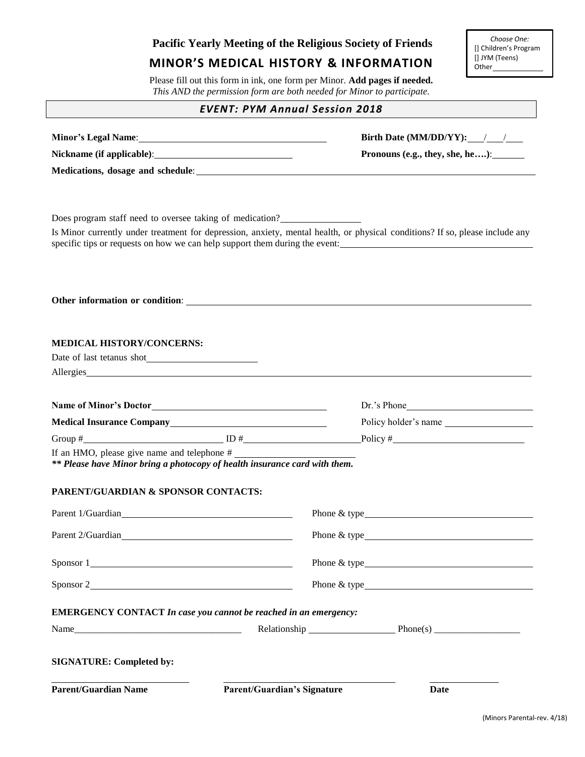*Choose One:*
[] Children's Program
[] JYM (Teens)
Other____________

**Pacific Yearly Meeting of the Religious Society of Friends**

## MINOR'S MEDICAL HISTORY & INFORMATION

Please fill out this form in ink, one form per Minor. **Add pages if needed.**
*This AND the permission form are both needed for Minor to participate.*

### *EVENT: PYM Annual Session 2018*

**Minor's Legal Name**:________________________________ **Birth Date (MM/DD/YY):**___/___/___

**Nickname (if applicable)**:________________________ **Pronouns (e.g., they, she, he….)**:______

**Medications, dosage and schedule**:________________________________________________

Does program staff need to oversee taking of medication?______________

Is Minor currently under treatment for depression, anxiety, mental health, or physical conditions? If so, please include any specific tips or requests on how we can help support them during the event:________________________________

**Other information or condition**:________________________________________________

**MEDICAL HISTORY/CONCERNS:**

Date of last tetanus shot____________________

Allergies________________________________________________________________

**Name of Minor's Doctor**______________________________ Dr.'s Phone______________________

**Medical Insurance Company**___________________________ Policy holder's name ________________

Group #________________________ ID #____________________ Policy #______________________

If an HMO, please give name and telephone # ______________________

***\*\* Please have Minor bring a photocopy of health insurance card with them.***

**PARENT/GUARDIAN & SPONSOR CONTACTS:**

Parent 1/Guardian_____________________________ Phone & type______________________________

Parent 2/Guardian_____________________________ Phone & type______________________________

Sponsor 1___________________________________ Phone & type______________________________

Sponsor 2___________________________________ Phone & type______________________________

**EMERGENCY CONTACT** ***In case you cannot be reached in an emergency:***

Name___________________________________ Relationship __________________ Phone(s) __________________

**SIGNATURE: Completed by:**

| **Parent/Guardian Name** | **Parent/Guardian's Signature** | **Date** |
|---|---|---|

(Minors Parental-rev. 4/18)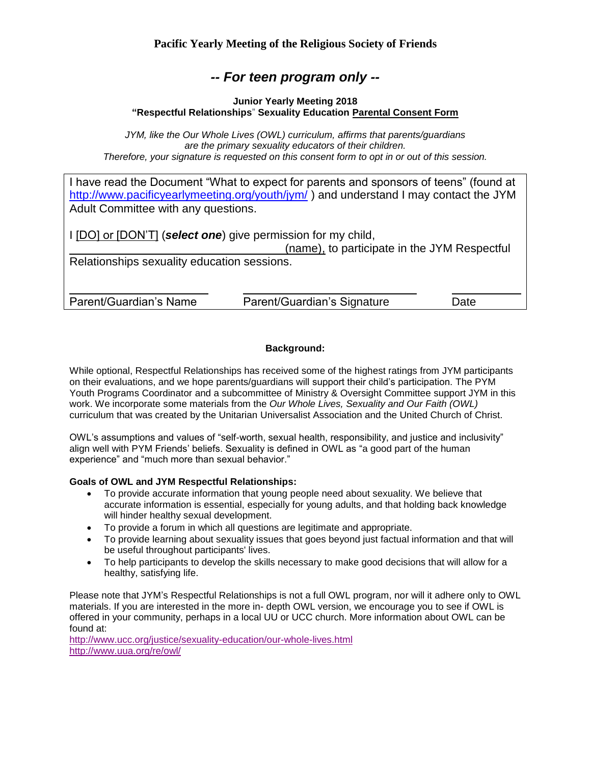**Pacific Yearly Meeting of the Religious Society of Friends**

## *-- For teen program only --*

**Junior Yearly Meeting 2018**
**"Respectful Relationships" Sexuality Education Parental Consent Form**

*JYM, like the Our Whole Lives (OWL) curriculum, affirms that parents/guardians are the primary sexuality educators of their children.*
*Therefore, your signature is requested on this consent form to opt in or out of this session.*

I have read the Document "What to expect for parents and sponsors of teens" (found at http://www.pacificyearlymeeting.org/youth/jym/ ) and understand I may contact the JYM Adult Committee with any questions.

I [DO] or [DON'T] (***select one***) give permission for my child, ______________________________ (name), to participate in the JYM Respectful Relationships sexuality education sessions.

| ______________________ | ______________________________ | __________ |
|---|---|---|
| Parent/Guardian's Name | Parent/Guardian's Signature | Date |

**Background:**

While optional, Respectful Relationships has received some of the highest ratings from JYM participants on their evaluations, and we hope parents/guardians will support their child's participation. The PYM Youth Programs Coordinator and a subcommittee of Ministry & Oversight Committee support JYM in this work. We incorporate some materials from the *Our Whole Lives, Sexuality and Our Faith (OWL)* curriculum that was created by the Unitarian Universalist Association and the United Church of Christ.

OWL's assumptions and values of "self-worth, sexual health, responsibility, and justice and inclusivity" align well with PYM Friends' beliefs. Sexuality is defined in OWL as "a good part of the human experience" and "much more than sexual behavior."

**Goals of OWL and JYM Respectful Relationships:**

- To provide accurate information that young people need about sexuality. We believe that accurate information is essential, especially for young adults, and that holding back knowledge will hinder healthy sexual development.
- To provide a forum in which all questions are legitimate and appropriate.
- To provide learning about sexuality issues that goes beyond just factual information and that will be useful throughout participants' lives.
- To help participants to develop the skills necessary to make good decisions that will allow for a healthy, satisfying life.

Please note that JYM's Respectful Relationships is not a full OWL program, nor will it adhere only to OWL materials. If you are interested in the more in- depth OWL version, we encourage you to see if OWL is offered in your community, perhaps in a local UU or UCC church. More information about OWL can be found at:
http://www.ucc.org/justice/sexuality-education/our-whole-lives.html
http://www.uua.org/re/owl/